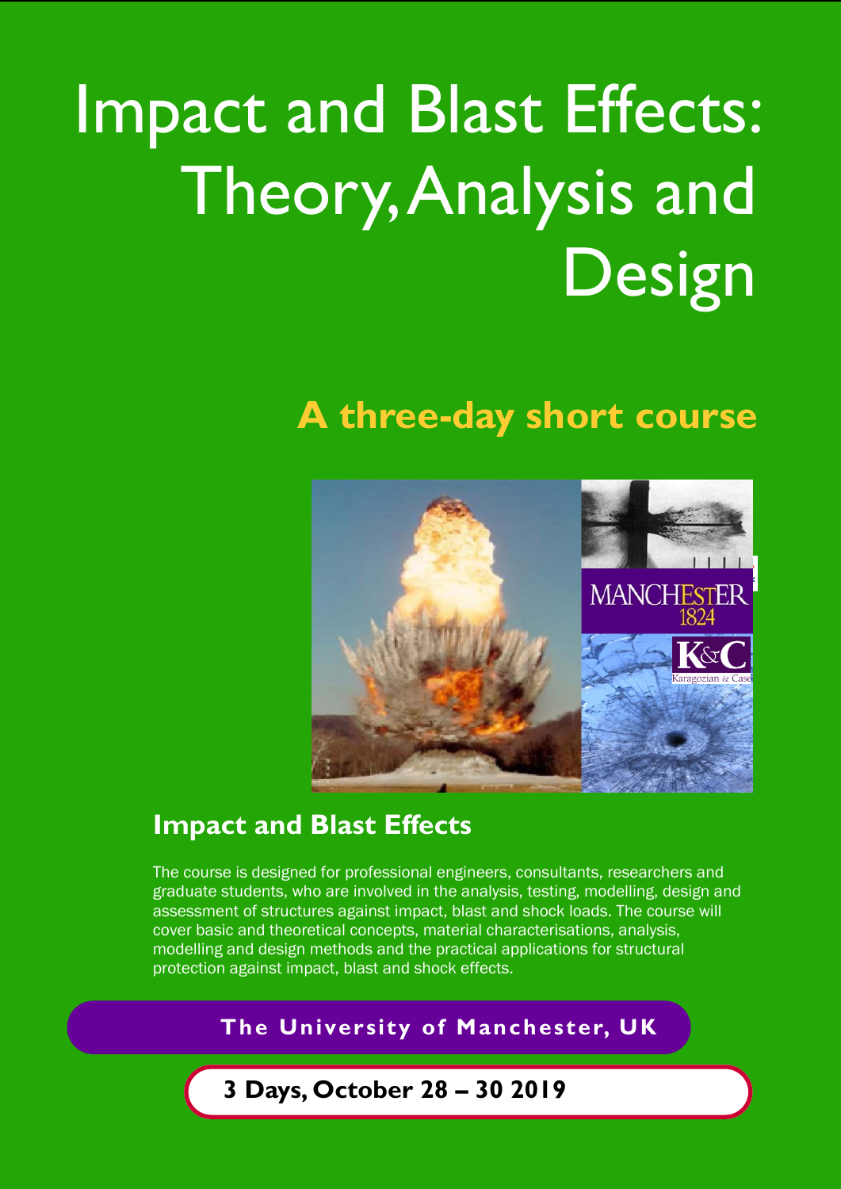# Impact and Blast Effects: Theory, Analysis and Design

## A three-day short course

## Impact and Blast Effects

The course is designed for professional engineers, consultants, researchers and graduate students, who are involved in the analysis, testing, modelling, design and assessment of structures against impact, blast and shock loads. The course will cover basic and theoretical concepts, material characterisations, analysis, modelling and design methods and the practical applications for structural protection against impact, blast and shock effects.

**The University of Manchester, UK**

**3 Days, October 28 – 30 2019**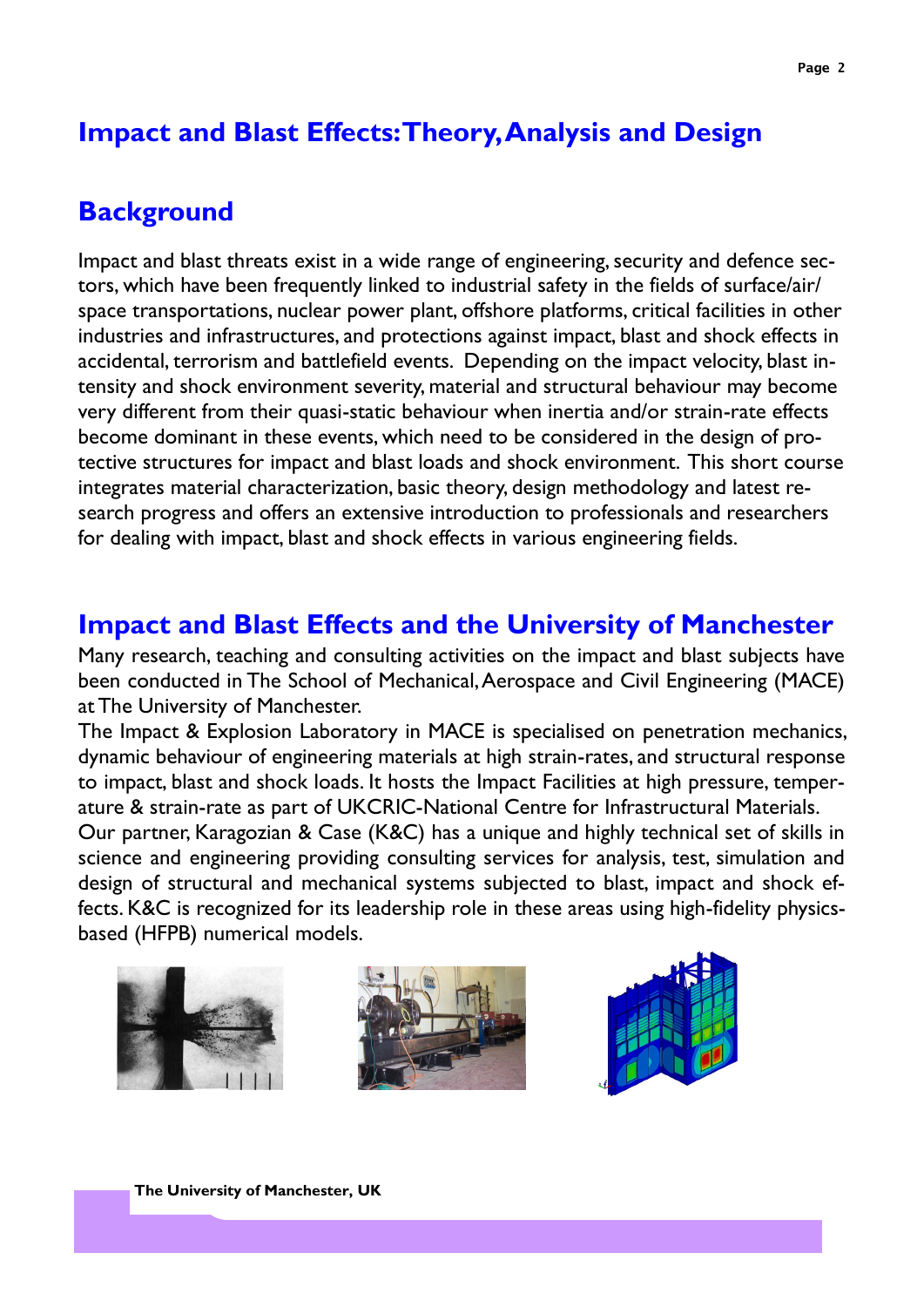# Impact and Blast Effects: Theory, Analysis and Design

## Background

Impact and blast threats exist in a wide range of engineering, security and defence sectors, which have been frequently linked to industrial safety in the fields of surface/air/space transportations, nuclear power plant, offshore platforms, critical facilities in other industries and infrastructures, and protections against impact, blast and shock effects in accidental, terrorism and battlefield events. Depending on the impact velocity, blast intensity and shock environment severity, material and structural behaviour may become very different from their quasi-static behaviour when inertia and/or strain-rate effects become dominant in these events, which need to be considered in the design of protective structures for impact and blast loads and shock environment. This short course integrates material characterization, basic theory, design methodology and latest research progress and offers an extensive introduction to professionals and researchers for dealing with impact, blast and shock effects in various engineering fields.

## Impact and Blast Effects and the University of Manchester

Many research, teaching and consulting activities on the impact and blast subjects have been conducted in The School of Mechanical, Aerospace and Civil Engineering (MACE) at The University of Manchester.

The Impact & Explosion Laboratory in MACE is specialised on penetration mechanics, dynamic behaviour of engineering materials at high strain-rates, and structural response to impact, blast and shock loads. It hosts the Impact Facilities at high pressure, temperature & strain-rate as part of UKCRIC-National Centre for Infrastructural Materials.

Our partner, Karagozian & Case (K&C) has a unique and highly technical set of skills in science and engineering providing consulting services for analysis, test, simulation and design of structural and mechanical systems subjected to blast, impact and shock effects. K&C is recognized for its leadership role in these areas using high-fidelity physics-based (HFPB) numerical models.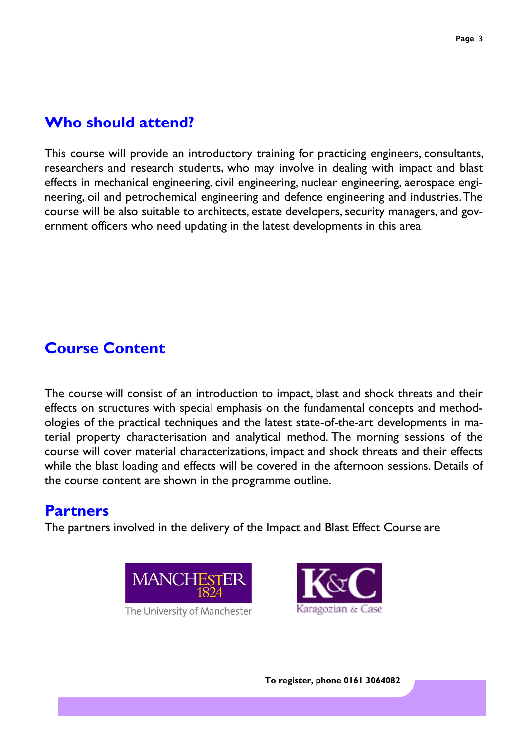## Who should attend?

This course will provide an introductory training for practicing engineers, consultants, researchers and research students, who may involve in dealing with impact and blast effects in mechanical engineering, civil engineering, nuclear engineering, aerospace engineering, oil and petrochemical engineering and defence engineering and industries. The course will be also suitable to architects, estate developers, security managers, and government officers who need updating in the latest developments in this area.

## Course Content

The course will consist of an introduction to impact, blast and shock threats and their effects on structures with special emphasis on the fundamental concepts and methodologies of the practical techniques and the latest state-of-the-art developments in material property characterisation and analytical method. The morning sessions of the course will cover material characterizations, impact and shock threats and their effects while the blast loading and effects will be covered in the afternoon sessions. Details of the course content are shown in the programme outline.

## Partners

The partners involved in the delivery of the Impact and Blast Effect Course are

MANCHESTER 1824 The University of Manchester

K&C Karagozian & Case

**To register, phone 0161 3064082**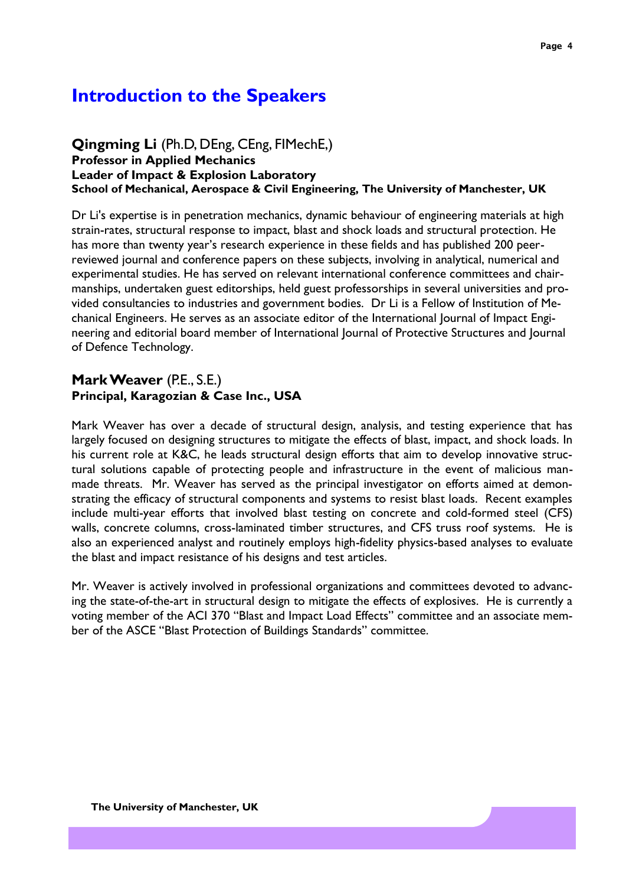# Introduction to the Speakers

## Qingming Li (Ph.D, DEng, CEng, FIMechE,)

**Professor in Applied Mechanics**
**Leader of Impact & Explosion Laboratory**
**School of Mechanical, Aerospace & Civil Engineering, The University of Manchester, UK**

Dr Li's expertise is in penetration mechanics, dynamic behaviour of engineering materials at high strain-rates, structural response to impact, blast and shock loads and structural protection. He has more than twenty year's research experience in these fields and has published 200 peer-reviewed journal and conference papers on these subjects, involving in analytical, numerical and experimental studies. He has served on relevant international conference committees and chairmanships, undertaken guest editorships, held guest professorships in several universities and provided consultancies to industries and government bodies. Dr Li is a Fellow of Institution of Mechanical Engineers. He serves as an associate editor of the International Journal of Impact Engineering and editorial board member of International Journal of Protective Structures and Journal of Defence Technology.

## Mark Weaver (P.E., S.E.)

**Principal, Karagozian & Case Inc., USA**

Mark Weaver has over a decade of structural design, analysis, and testing experience that has largely focused on designing structures to mitigate the effects of blast, impact, and shock loads. In his current role at K&C, he leads structural design efforts that aim to develop innovative structural solutions capable of protecting people and infrastructure in the event of malicious man-made threats. Mr. Weaver has served as the principal investigator on efforts aimed at demonstrating the efficacy of structural components and systems to resist blast loads. Recent examples include multi-year efforts that involved blast testing on concrete and cold-formed steel (CFS) walls, concrete columns, cross-laminated timber structures, and CFS truss roof systems. He is also an experienced analyst and routinely employs high-fidelity physics-based analyses to evaluate the blast and impact resistance of his designs and test articles.

Mr. Weaver is actively involved in professional organizations and committees devoted to advancing the state-of-the-art in structural design to mitigate the effects of explosives. He is currently a voting member of the ACI 370 "Blast and Impact Load Effects" committee and an associate member of the ASCE "Blast Protection of Buildings Standards" committee.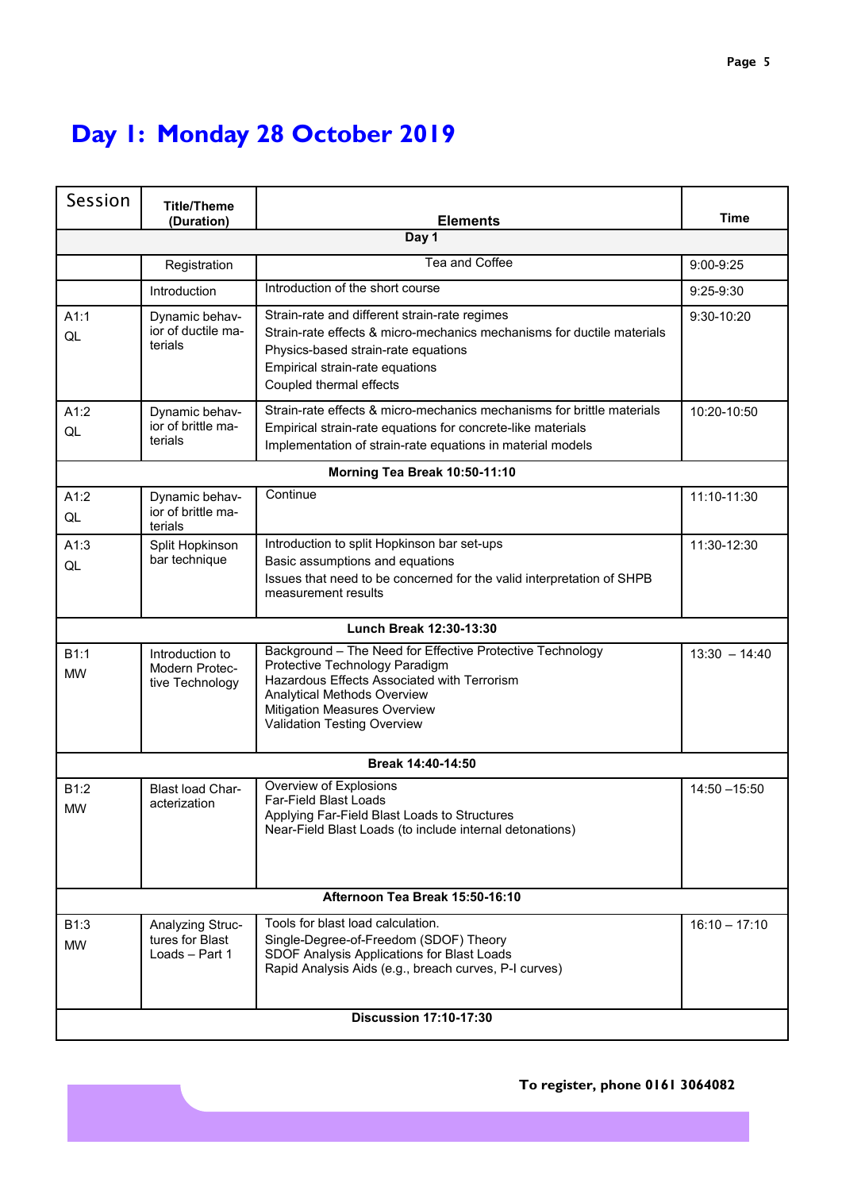# Day 1: Monday 28 October 2019

| Session | Title/Theme (Duration) | Elements | Time |
|---|---|---|---|
| | | **Day 1** | |
| | Registration | Tea and Coffee | 9:00-9:25 |
| | Introduction | Introduction of the short course | 9:25-9:30 |
| A1:1 QL | Dynamic behavior of ductile materials | Strain-rate and different strain-rate regimes<br>Strain-rate effects & micro-mechanics mechanisms for ductile materials<br>Physics-based strain-rate equations<br>Empirical strain-rate equations<br>Coupled thermal effects | 9:30-10:20 |
| A1:2 QL | Dynamic behavior of brittle materials | Strain-rate effects & micro-mechanics mechanisms for brittle materials<br>Empirical strain-rate equations for concrete-like materials<br>Implementation of strain-rate equations in material models | 10:20-10:50 |
| | | **Morning Tea Break 10:50-11:10** | |
| A1:2 QL | Dynamic behavior of brittle materials | Continue | 11:10-11:30 |
| A1:3 QL | Split Hopkinson bar technique | Introduction to split Hopkinson bar set-ups<br>Basic assumptions and equations<br>Issues that need to be concerned for the valid interpretation of SHPB measurement results | 11:30-12:30 |
| | | **Lunch Break 12:30-13:30** | |
| B1:1 MW | Introduction to Modern Protective Technology | Background – The Need for Effective Protective Technology<br>Protective Technology Paradigm<br>Hazardous Effects Associated with Terrorism<br>Analytical Methods Overview<br>Mitigation Measures Overview<br>Validation Testing Overview | 13:30 – 14:40 |
| | | **Break 14:40-14:50** | |
| B1:2 MW | Blast load Characterization | Overview of Explosions<br>Far-Field Blast Loads<br>Applying Far-Field Blast Loads to Structures<br>Near-Field Blast Loads (to include internal detonations) | 14:50 –15:50 |
| | | **Afternoon Tea Break 15:50-16:10** | |
| B1:3 MW | Analyzing Structures for Blast Loads – Part 1 | Tools for blast load calculation.<br>Single-Degree-of-Freedom (SDOF) Theory<br>SDOF Analysis Applications for Blast Loads<br>Rapid Analysis Aids (e.g., breach curves, P-I curves) | 16:10 – 17:10 |
| | | **Discussion 17:10-17:30** | |

**To register, phone 0161 3064082**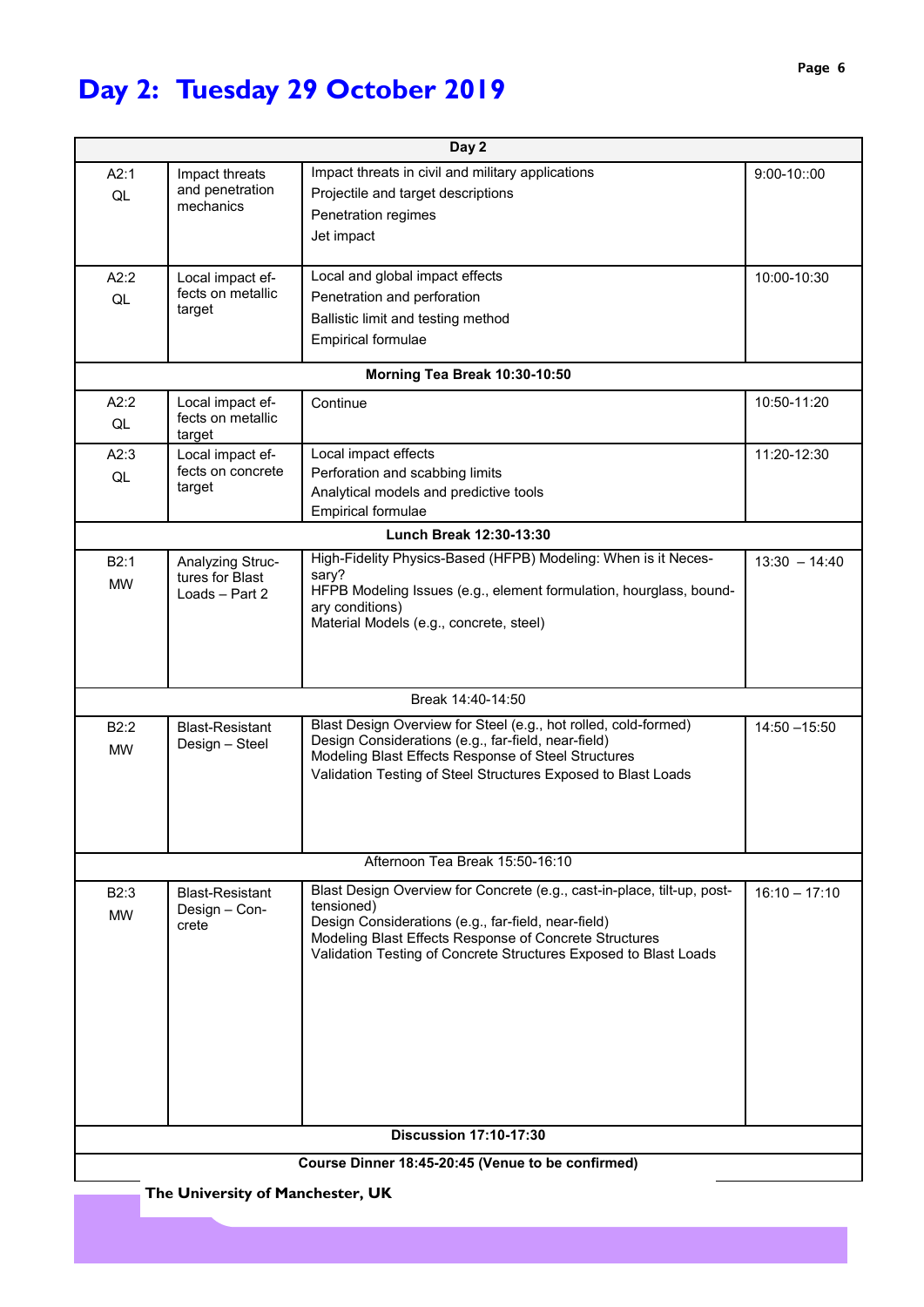# Day 2: Tuesday 29 October 2019

| Day 2 | | | |
|---|---|---|---|
| A2:1 QL | Impact threats and penetration mechanics | Impact threats in civil and military applications<br>Projectile and target descriptions<br>Penetration regimes<br>Jet impact | 9:00-10::00 |
| A2:2 QL | Local impact effects on metallic target | Local and global impact effects<br>Penetration and perforation<br>Ballistic limit and testing method<br>Empirical formulae | 10:00-10:30 |
| **Morning Tea Break 10:30-10:50** | | | |
| A2:2 QL | Local impact effects on metallic target | Continue | 10:50-11:20 |
| A2:3 QL | Local impact effects on concrete target | Local impact effects<br>Perforation and scabbing limits<br>Analytical models and predictive tools<br>Empirical formulae | 11:20-12:30 |
| **Lunch Break 12:30-13:30** | | | |
| B2:1 MW | Analyzing Structures for Blast Loads – Part 2 | High-Fidelity Physics-Based (HFPB) Modeling: When is it Necessary?<br>HFPB Modeling Issues (e.g., element formulation, hourglass, boundary conditions)<br>Material Models (e.g., concrete, steel) | 13:30 – 14:40 |
| Break 14:40-14:50 | | | |
| B2:2 MW | Blast-Resistant Design – Steel | Blast Design Overview for Steel (e.g., hot rolled, cold-formed)<br>Design Considerations (e.g., far-field, near-field)<br>Modeling Blast Effects Response of Steel Structures<br>Validation Testing of Steel Structures Exposed to Blast Loads | 14:50 –15:50 |
| Afternoon Tea Break 15:50-16:10 | | | |
| B2:3 MW | Blast-Resistant Design – Concrete | Blast Design Overview for Concrete (e.g., cast-in-place, tilt-up, post-tensioned)<br>Design Considerations (e.g., far-field, near-field)<br>Modeling Blast Effects Response of Concrete Structures<br>Validation Testing of Concrete Structures Exposed to Blast Loads | 16:10 – 17:10 |
| **Discussion 17:10-17:30** | | | |
| **Course Dinner 18:45-20:45 (Venue to be confirmed)** | | | |

**The University of Manchester, UK**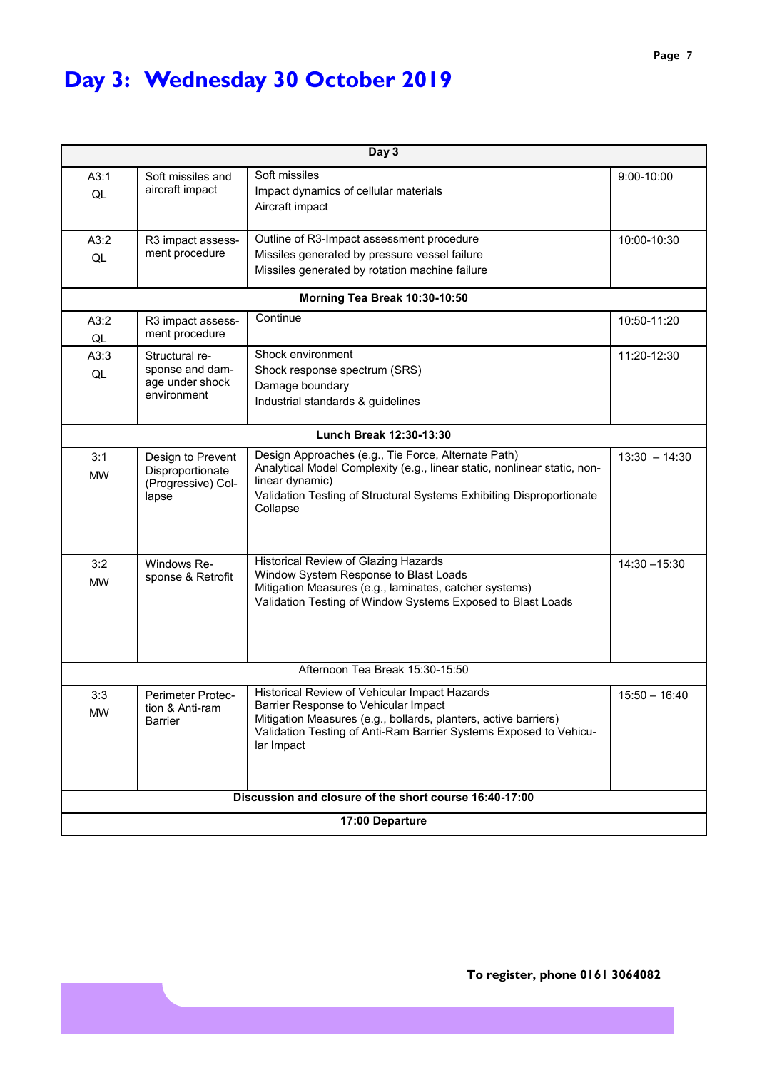# Day 3: Wednesday 30 October 2019

| Day 3 | | | |
|---|---|---|---|
| A3:1<br>QL | Soft missiles and aircraft impact | Soft missiles<br>Impact dynamics of cellular materials<br>Aircraft impact | 9:00-10:00 |
| A3:2<br>QL | R3 impact assessment procedure | Outline of R3-Impact assessment procedure<br>Missiles generated by pressure vessel failure<br>Missiles generated by rotation machine failure | 10:00-10:30 |
| **Morning Tea Break 10:30-10:50** | | | |
| A3:2<br>QL | R3 impact assessment procedure | Continue | 10:50-11:20 |
| A3:3<br>QL | Structural response and damage under shock environment | Shock environment<br>Shock response spectrum (SRS)<br>Damage boundary<br>Industrial standards & guidelines | 11:20-12:30 |
| **Lunch Break 12:30-13:30** | | | |
| 3:1<br>MW | Design to Prevent Disproportionate (Progressive) Collapse | Design Approaches (e.g., Tie Force, Alternate Path)<br>Analytical Model Complexity (e.g., linear static, nonlinear static, nonlinear dynamic)<br>Validation Testing of Structural Systems Exhibiting Disproportionate Collapse | 13:30 – 14:30 |
| 3:2<br>MW | Windows Response & Retrofit | Historical Review of Glazing Hazards<br>Window System Response to Blast Loads<br>Mitigation Measures (e.g., laminates, catcher systems)<br>Validation Testing of Window Systems Exposed to Blast Loads | 14:30 –15:30 |
| Afternoon Tea Break 15:30-15:50 | | | |
| 3:3<br>MW | Perimeter Protection & Anti-ram Barrier | Historical Review of Vehicular Impact Hazards<br>Barrier Response to Vehicular Impact<br>Mitigation Measures (e.g., bollards, planters, active barriers)<br>Validation Testing of Anti-Ram Barrier Systems Exposed to Vehicular Impact | 15:50 – 16:40 |
| **Discussion and closure of the short course 16:40-17:00** | | | |
| **17:00 Departure** | | | |

**To register, phone 0161 3064082**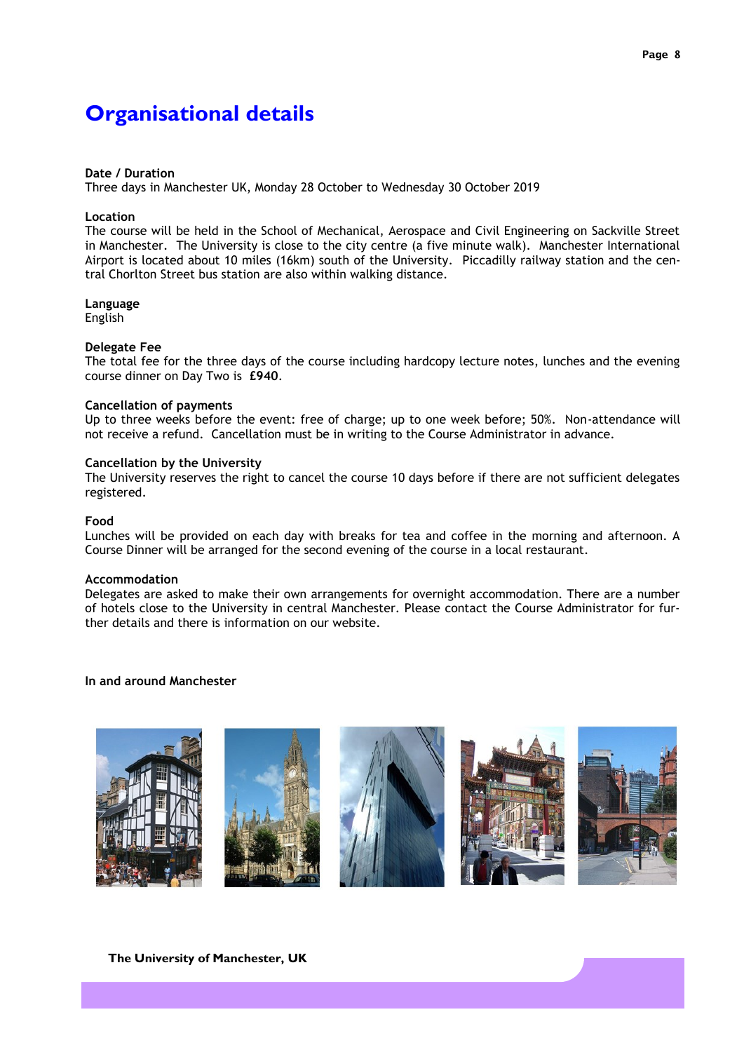# Organisational details

**Date / Duration**
Three days in Manchester UK, Monday 28 October to Wednesday 30 October 2019

**Location**
The course will be held in the School of Mechanical, Aerospace and Civil Engineering on Sackville Street in Manchester. The University is close to the city centre (a five minute walk). Manchester International Airport is located about 10 miles (16km) south of the University. Piccadilly railway station and the central Chorlton Street bus station are also within walking distance.

**Language**
English

**Delegate Fee**
The total fee for the three days of the course including hardcopy lecture notes, lunches and the evening course dinner on Day Two is **£940**.

**Cancellation of payments**
Up to three weeks before the event: free of charge; up to one week before; 50%. Non-attendance will not receive a refund. Cancellation must be in writing to the Course Administrator in advance.

**Cancellation by the University**
The University reserves the right to cancel the course 10 days before if there are not sufficient delegates registered.

**Food**
Lunches will be provided on each day with breaks for tea and coffee in the morning and afternoon. A Course Dinner will be arranged for the second evening of the course in a local restaurant.

**Accommodation**
Delegates are asked to make their own arrangements for overnight accommodation. There are a number of hotels close to the University in central Manchester. Please contact the Course Administrator for further details and there is information on our website.

**In and around Manchester**

**The University of Manchester, UK**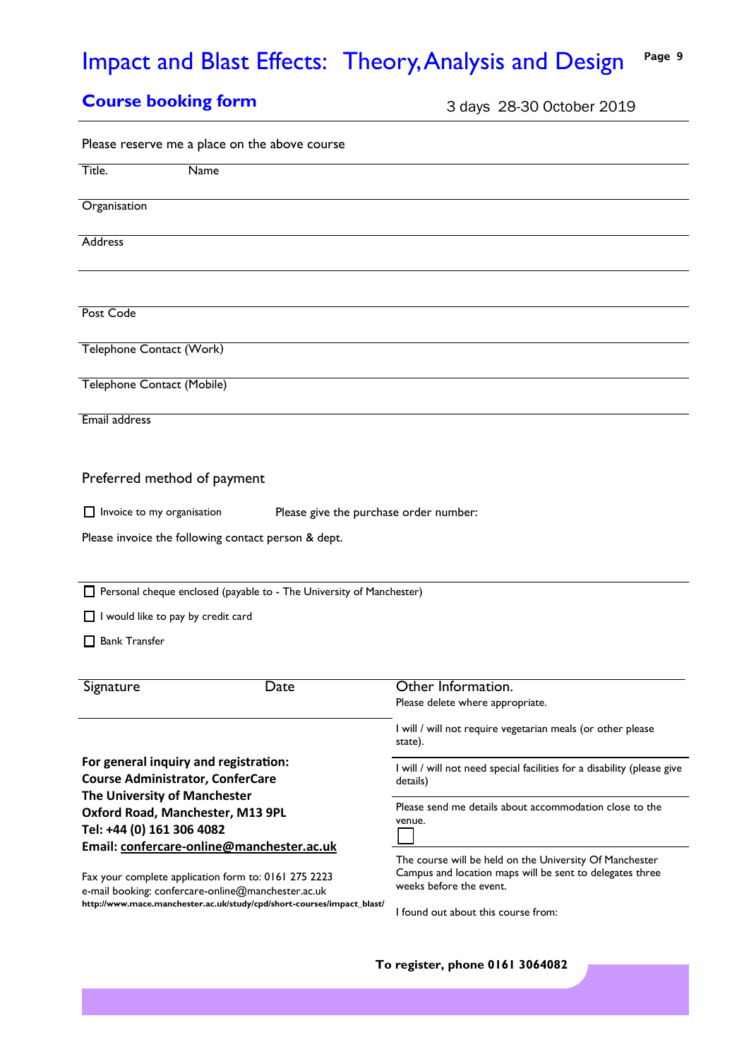# Impact and Blast Effects: Theory, Analysis and Design

## Course booking form

3 days 28-30 October 2019

Please reserve me a place on the above course

Title. Name

Organisation

Address

Post Code

Telephone Contact (Work)

Telephone Contact (Mobile)

Email address

### Preferred method of payment

☐ Invoice to my organisation Please give the purchase order number:

Please invoice the following contact person & dept.

☐ Personal cheque enclosed (payable to - The University of Manchester)

☐ I would like to pay by credit card

☐ Bank Transfer

Signature Date

**For general inquiry and registration:**
**Course Administrator, ConferCare**
**The University of Manchester**
**Oxford Road, Manchester, M13 9PL**
**Tel: +44 (0) 161 306 4082**
**Email: confercare-online@manchester.ac.uk**

Fax your complete application form to: 0161 275 2223
e-mail booking: confercare-online@manchester.ac.uk
**http://www.mace.manchester.ac.uk/study/cpd/short-courses/impact_blast/**

### Other Information.

Please delete where appropriate.

I will / will not require vegetarian meals (or other please state).

I will / will not need special facilities for a disability (please give details)

Please send me details about accommodation close to the venue.
☐

The course will be held on the University Of Manchester Campus and location maps will be sent to delegates three weeks before the event.

I found out about this course from:

**To register, phone 0161 3064082**